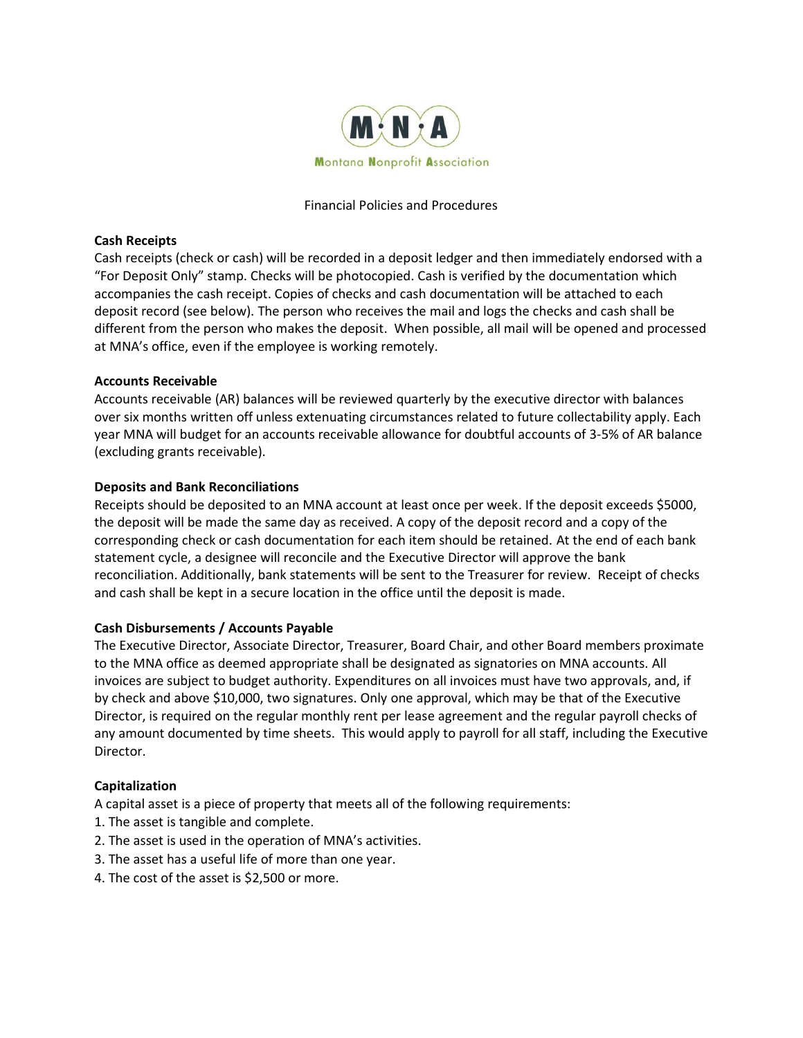M·N·A
Montana Nonprofit Association

Financial Policies and Procedures

**Cash Receipts**

Cash receipts (check or cash) will be recorded in a deposit ledger and then immediately endorsed with a "For Deposit Only" stamp. Checks will be photocopied. Cash is verified by the documentation which accompanies the cash receipt. Copies of checks and cash documentation will be attached to each deposit record (see below). The person who receives the mail and logs the checks and cash shall be different from the person who makes the deposit. When possible, all mail will be opened and processed at MNA's office, even if the employee is working remotely.

**Accounts Receivable**

Accounts receivable (AR) balances will be reviewed quarterly by the executive director with balances over six months written off unless extenuating circumstances related to future collectability apply. Each year MNA will budget for an accounts receivable allowance for doubtful accounts of 3-5% of AR balance (excluding grants receivable).

**Deposits and Bank Reconciliations**

Receipts should be deposited to an MNA account at least once per week. If the deposit exceeds $5000, the deposit will be made the same day as received. A copy of the deposit record and a copy of the corresponding check or cash documentation for each item should be retained. At the end of each bank statement cycle, a designee will reconcile and the Executive Director will approve the bank reconciliation. Additionally, bank statements will be sent to the Treasurer for review. Receipt of checks and cash shall be kept in a secure location in the office until the deposit is made.

**Cash Disbursements / Accounts Payable**

The Executive Director, Associate Director, Treasurer, Board Chair, and other Board members proximate to the MNA office as deemed appropriate shall be designated as signatories on MNA accounts. All invoices are subject to budget authority. Expenditures on all invoices must have two approvals, and, if by check and above $10,000, two signatures. Only one approval, which may be that of the Executive Director, is required on the regular monthly rent per lease agreement and the regular payroll checks of any amount documented by time sheets. This would apply to payroll for all staff, including the Executive Director.

**Capitalization**

A capital asset is a piece of property that meets all of the following requirements:

1. The asset is tangible and complete.
2. The asset is used in the operation of MNA's activities.
3. The asset has a useful life of more than one year.
4. The cost of the asset is $2,500 or more.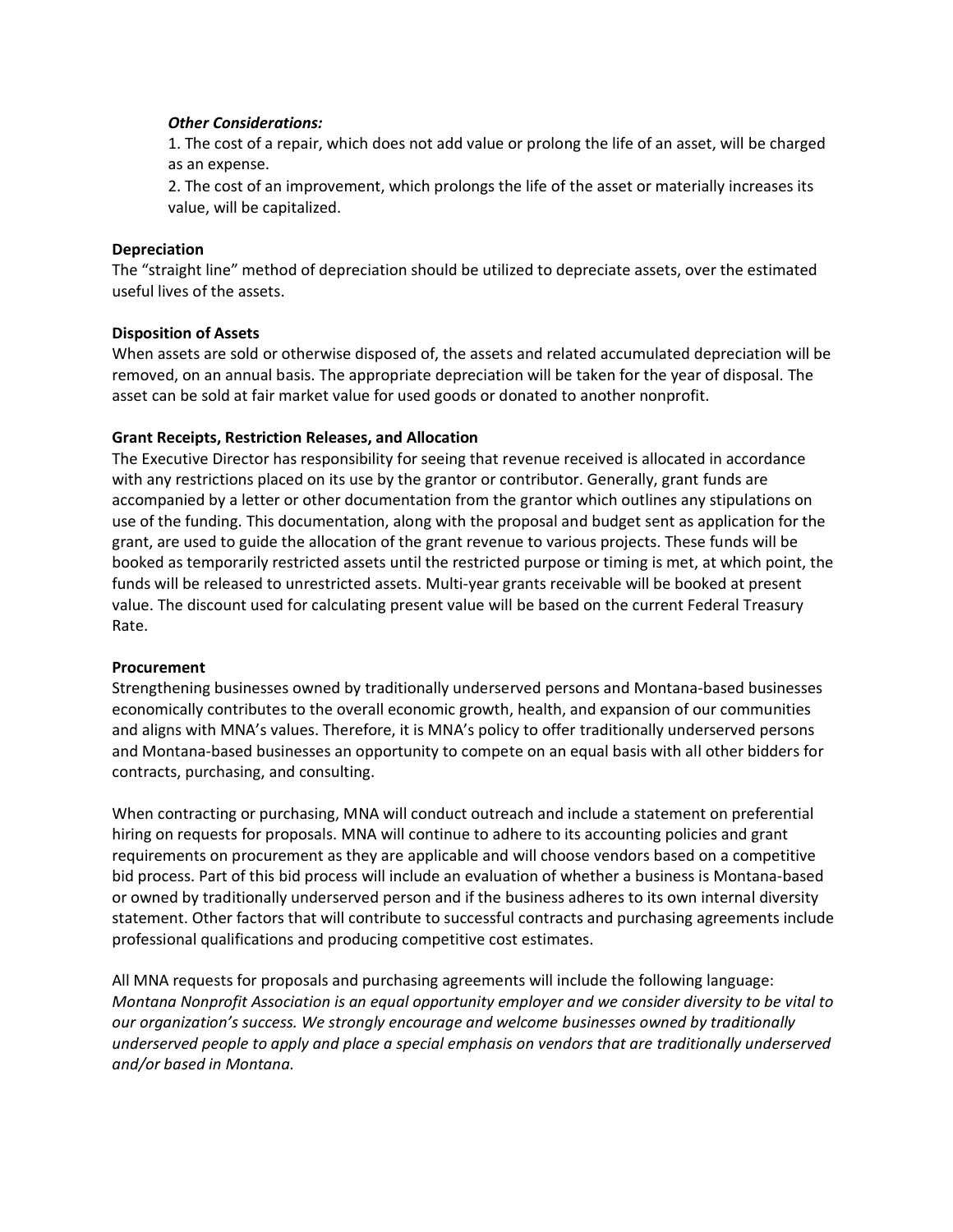***Other Considerations:***

1. The cost of a repair, which does not add value or prolong the life of an asset, will be charged as an expense.
2. The cost of an improvement, which prolongs the life of the asset or materially increases its value, will be capitalized.

**Depreciation**

The "straight line" method of depreciation should be utilized to depreciate assets, over the estimated useful lives of the assets.

**Disposition of Assets**

When assets are sold or otherwise disposed of, the assets and related accumulated depreciation will be removed, on an annual basis. The appropriate depreciation will be taken for the year of disposal. The asset can be sold at fair market value for used goods or donated to another nonprofit.

**Grant Receipts, Restriction Releases, and Allocation**

The Executive Director has responsibility for seeing that revenue received is allocated in accordance with any restrictions placed on its use by the grantor or contributor. Generally, grant funds are accompanied by a letter or other documentation from the grantor which outlines any stipulations on use of the funding. This documentation, along with the proposal and budget sent as application for the grant, are used to guide the allocation of the grant revenue to various projects. These funds will be booked as temporarily restricted assets until the restricted purpose or timing is met, at which point, the funds will be released to unrestricted assets. Multi-year grants receivable will be booked at present value. The discount used for calculating present value will be based on the current Federal Treasury Rate.

**Procurement**

Strengthening businesses owned by traditionally underserved persons and Montana-based businesses economically contributes to the overall economic growth, health, and expansion of our communities and aligns with MNA's values. Therefore, it is MNA's policy to offer traditionally underserved persons and Montana-based businesses an opportunity to compete on an equal basis with all other bidders for contracts, purchasing, and consulting.

When contracting or purchasing, MNA will conduct outreach and include a statement on preferential hiring on requests for proposals. MNA will continue to adhere to its accounting policies and grant requirements on procurement as they are applicable and will choose vendors based on a competitive bid process. Part of this bid process will include an evaluation of whether a business is Montana-based or owned by traditionally underserved person and if the business adheres to its own internal diversity statement. Other factors that will contribute to successful contracts and purchasing agreements include professional qualifications and producing competitive cost estimates.

All MNA requests for proposals and purchasing agreements will include the following language: *Montana Nonprofit Association is an equal opportunity employer and we consider diversity to be vital to our organization's success. We strongly encourage and welcome businesses owned by traditionally underserved people to apply and place a special emphasis on vendors that are traditionally underserved and/or based in Montana.*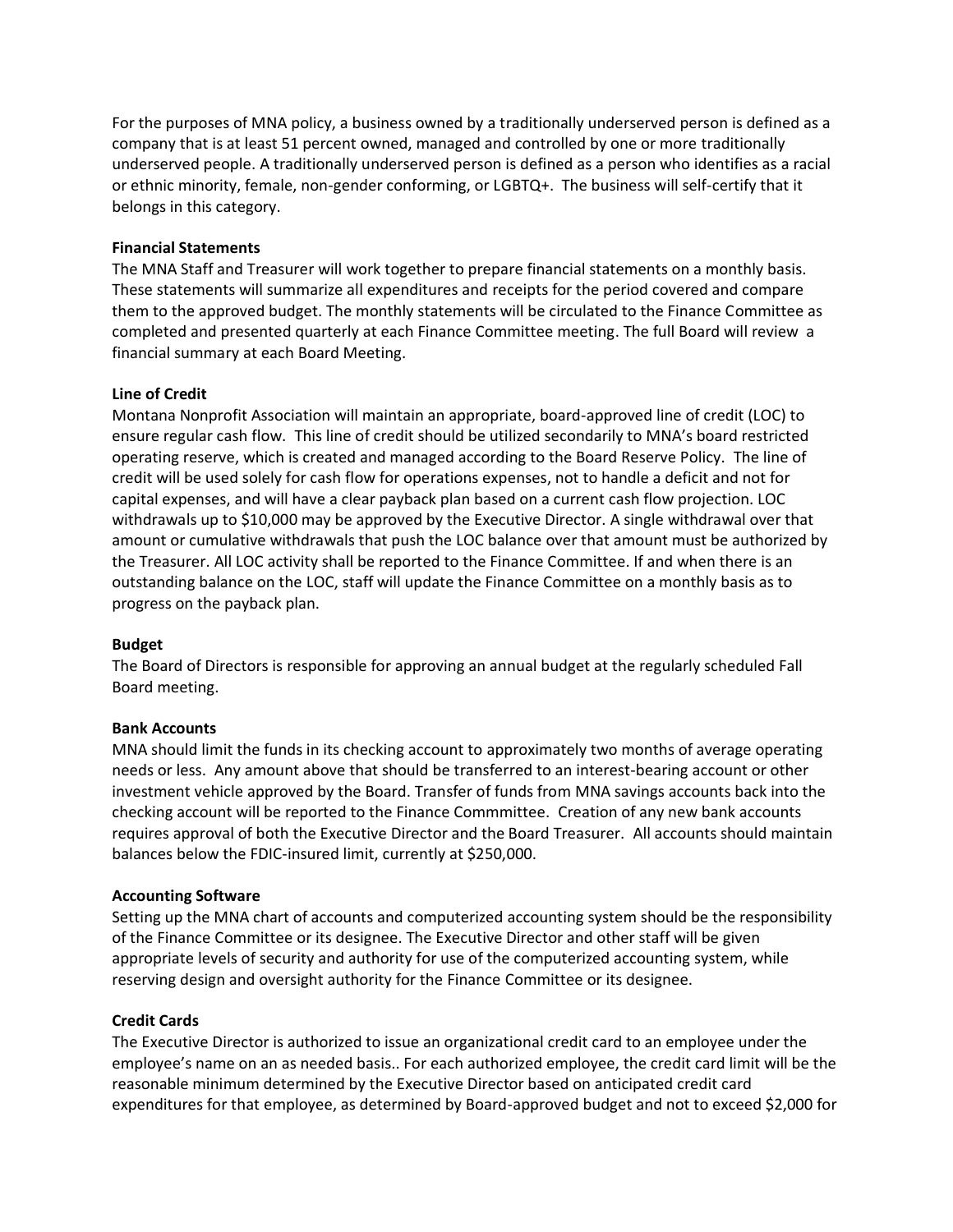For the purposes of MNA policy, a business owned by a traditionally underserved person is defined as a company that is at least 51 percent owned, managed and controlled by one or more traditionally underserved people. A traditionally underserved person is defined as a person who identifies as a racial or ethnic minority, female, non-gender conforming, or LGBTQ+. The business will self-certify that it belongs in this category.

**Financial Statements**
The MNA Staff and Treasurer will work together to prepare financial statements on a monthly basis. These statements will summarize all expenditures and receipts for the period covered and compare them to the approved budget. The monthly statements will be circulated to the Finance Committee as completed and presented quarterly at each Finance Committee meeting. The full Board will review a financial summary at each Board Meeting.

**Line of Credit**
Montana Nonprofit Association will maintain an appropriate, board-approved line of credit (LOC) to ensure regular cash flow. This line of credit should be utilized secondarily to MNA's board restricted operating reserve, which is created and managed according to the Board Reserve Policy. The line of credit will be used solely for cash flow for operations expenses, not to handle a deficit and not for capital expenses, and will have a clear payback plan based on a current cash flow projection. LOC withdrawals up to $10,000 may be approved by the Executive Director. A single withdrawal over that amount or cumulative withdrawals that push the LOC balance over that amount must be authorized by the Treasurer. All LOC activity shall be reported to the Finance Committee. If and when there is an outstanding balance on the LOC, staff will update the Finance Committee on a monthly basis as to progress on the payback plan.

**Budget**
The Board of Directors is responsible for approving an annual budget at the regularly scheduled Fall Board meeting.

**Bank Accounts**
MNA should limit the funds in its checking account to approximately two months of average operating needs or less. Any amount above that should be transferred to an interest-bearing account or other investment vehicle approved by the Board. Transfer of funds from MNA savings accounts back into the checking account will be reported to the Finance Commmittee. Creation of any new bank accounts requires approval of both the Executive Director and the Board Treasurer. All accounts should maintain balances below the FDIC-insured limit, currently at $250,000.

**Accounting Software**
Setting up the MNA chart of accounts and computerized accounting system should be the responsibility of the Finance Committee or its designee. The Executive Director and other staff will be given appropriate levels of security and authority for use of the computerized accounting system, while reserving design and oversight authority for the Finance Committee or its designee.

**Credit Cards**
The Executive Director is authorized to issue an organizational credit card to an employee under the employee's name on an as needed basis.. For each authorized employee, the credit card limit will be the reasonable minimum determined by the Executive Director based on anticipated credit card expenditures for that employee, as determined by Board-approved budget and not to exceed $2,000 for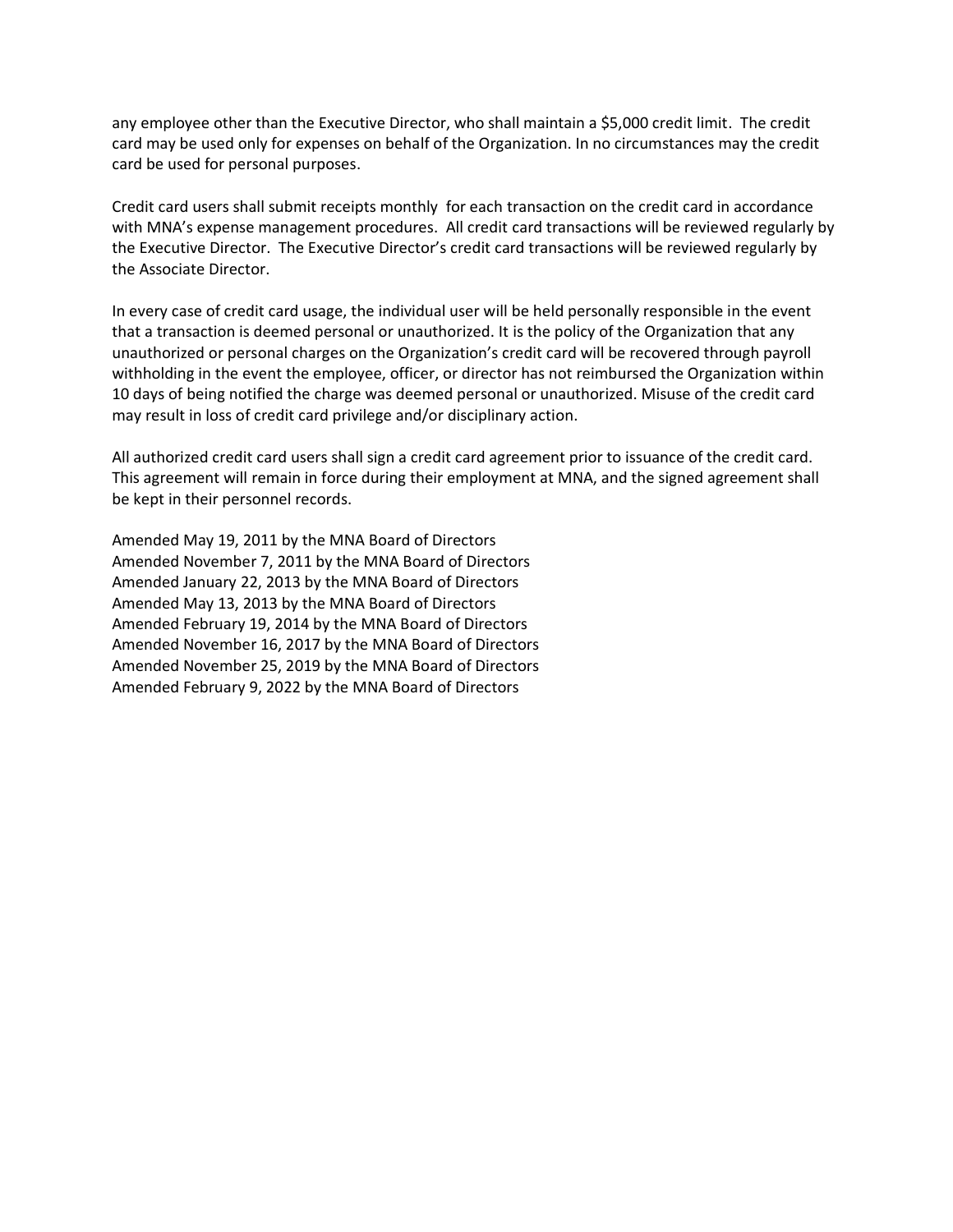any employee other than the Executive Director, who shall maintain a $5,000 credit limit. The credit card may be used only for expenses on behalf of the Organization. In no circumstances may the credit card be used for personal purposes.

Credit card users shall submit receipts monthly for each transaction on the credit card in accordance with MNA's expense management procedures. All credit card transactions will be reviewed regularly by the Executive Director. The Executive Director's credit card transactions will be reviewed regularly by the Associate Director.

In every case of credit card usage, the individual user will be held personally responsible in the event that a transaction is deemed personal or unauthorized. It is the policy of the Organization that any unauthorized or personal charges on the Organization's credit card will be recovered through payroll withholding in the event the employee, officer, or director has not reimbursed the Organization within 10 days of being notified the charge was deemed personal or unauthorized. Misuse of the credit card may result in loss of credit card privilege and/or disciplinary action.

All authorized credit card users shall sign a credit card agreement prior to issuance of the credit card. This agreement will remain in force during their employment at MNA, and the signed agreement shall be kept in their personnel records.

Amended May 19, 2011 by the MNA Board of Directors  
Amended November 7, 2011 by the MNA Board of Directors  
Amended January 22, 2013 by the MNA Board of Directors  
Amended May 13, 2013 by the MNA Board of Directors  
Amended February 19, 2014 by the MNA Board of Directors  
Amended November 16, 2017 by the MNA Board of Directors  
Amended November 25, 2019 by the MNA Board of Directors  
Amended February 9, 2022 by the MNA Board of Directors